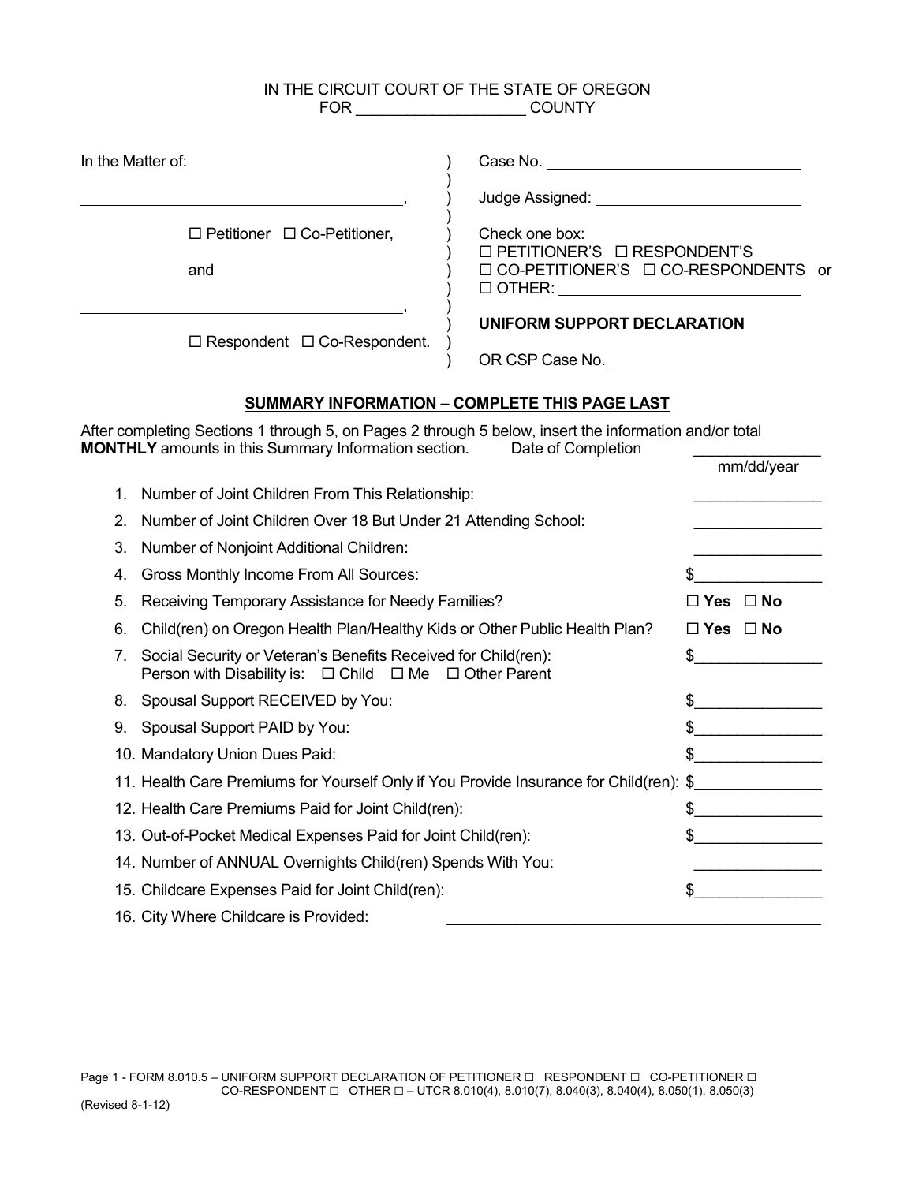IN THE CIRCUIT COURT OF THE STATE OF OREGON
FOR ___________________ COUNTY

| In the Matter of: | ) | Case No. ______________________________ |
|---|---|---|
| ______________________________________, | ) | Judge Assigned: ________________________ |
| ☐ Petitioner ☐ Co-Petitioner, | ) | Check one box: ☐ PETITIONER'S ☐ RESPONDENT'S |
| and | ) | ☐ CO-PETITIONER'S ☐ CO-RESPONDENTS or ☐ OTHER: ___________________________ |
| ______________________________________, | ) | **UNIFORM SUPPORT DECLARATION** |
| ☐ Respondent ☐ Co-Respondent. | ) | OR CSP Case No. ______________________ |

## SUMMARY INFORMATION – COMPLETE THIS PAGE LAST

After completing Sections 1 through 5, on Pages 2 through 5 below, insert the information and/or total **MONTHLY** amounts in this Summary Information section. Date of Completion _______________ (mm/dd/year)

1. Number of Joint Children From This Relationship: _______________
2. Number of Joint Children Over 18 But Under 21 Attending School: _______________
3. Number of Nonjoint Additional Children: _______________
4. Gross Monthly Income From All Sources: $_______________
5. Receiving Temporary Assistance for Needy Families? **☐ Yes ☐ No**
6. Child(ren) on Oregon Health Plan/Healthy Kids or Other Public Health Plan? **☐ Yes ☐ No**
7. Social Security or Veteran's Benefits Received for Child(ren): $_______________
   Person with Disability is: ☐ Child ☐ Me ☐ Other Parent
8. Spousal Support RECEIVED by You: $_______________
9. Spousal Support PAID by You: $_______________
10. Mandatory Union Dues Paid: $_______________
11. Health Care Premiums for Yourself Only if You Provide Insurance for Child(ren): $_______________
12. Health Care Premiums Paid for Joint Child(ren): $_______________
13. Out-of-Pocket Medical Expenses Paid for Joint Child(ren): $_______________
14. Number of ANNUAL Overnights Child(ren) Spends With You: _______________
15. Childcare Expenses Paid for Joint Child(ren): $_______________
16. City Where Childcare is Provided: ____________________________________________

FORM 8.010.5 – UNIFORM SUPPORT DECLARATION OF PETITIONER ☐ RESPONDENT ☐ CO-PETITIONER ☐ CO-RESPONDENT ☐ OTHER ☐ – UTCR 8.010(4), 8.010(7), 8.040(3), 8.040(4), 8.050(1), 8.050(3)

(Revised 8-1-12)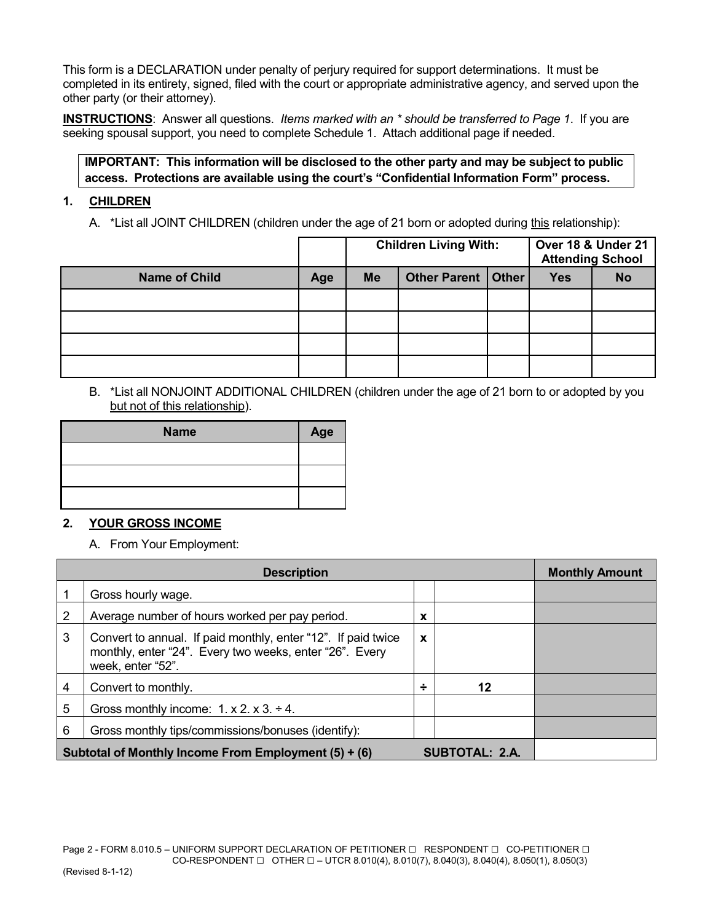This form is a DECLARATION under penalty of perjury required for support determinations. It must be completed in its entirety, signed, filed with the court or appropriate administrative agency, and served upon the other party (or their attorney).

**INSTRUCTIONS**: Answer all questions. *Items marked with an * should be transferred to Page 1*. If you are seeking spousal support, you need to complete Schedule 1. Attach additional page if needed.

**IMPORTANT: This information will be disclosed to the other party and may be subject to public access. Protections are available using the court's "Confidential Information Form" process.**

## 1. CHILDREN

A. *List all JOINT CHILDREN (children under the age of 21 born or adopted during this relationship):

| | | Children Living With: | | | Over 18 & Under 21 Attending School | |
|---|---|---|---|---|---|---|
| **Name of Child** | **Age** | **Me** | **Other Parent** | **Other** | **Yes** | **No** |
| | | | | | | |
| | | | | | | |
| | | | | | | |
| | | | | | | |

B. *List all NONJOINT ADDITIONAL CHILDREN (children under the age of 21 born to or adopted by you but not of this relationship).

| Name | Age |
|---|---|
| | |
| | |
| | |

## 2. YOUR GROSS INCOME

A. From Your Employment:

| | Description | | | Monthly Amount |
|---|---|---|---|---|
| 1 | Gross hourly wage. | | | |
| 2 | Average number of hours worked per pay period. | x | | |
| 3 | Convert to annual. If paid monthly, enter "12". If paid twice monthly, enter "24". Every two weeks, enter "26". Every week, enter "52". | x | | |
| 4 | Convert to monthly. | ÷ | 12 | |
| 5 | Gross monthly income: 1. x 2. x 3. ÷ 4. | | | |
| 6 | Gross monthly tips/commissions/bonuses (identify): | | | |
| **Subtotal of Monthly Income From Employment (5) + (6)** | | | **SUBTOTAL: 2.A.** | |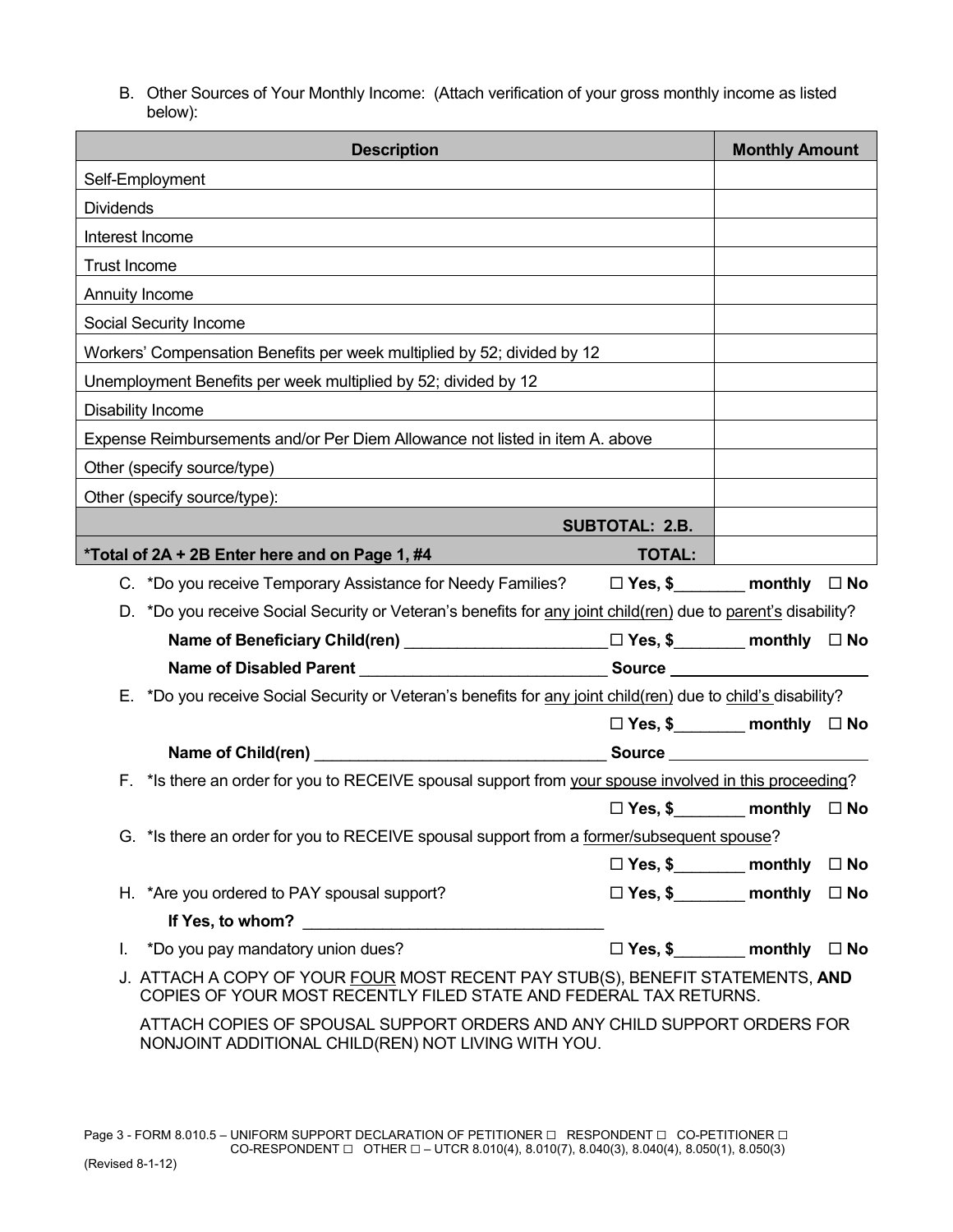B. Other Sources of Your Monthly Income: (Attach verification of your gross monthly income as listed below):

| Description | Monthly Amount |
|---|---|
| Self-Employment | |
| Dividends | |
| Interest Income | |
| Trust Income | |
| Annuity Income | |
| Social Security Income | |
| Workers' Compensation Benefits per week multiplied by 52; divided by 12 | |
| Unemployment Benefits per week multiplied by 52; divided by 12 | |
| Disability Income | |
| Expense Reimbursements and/or Per Diem Allowance not listed in item A. above | |
| Other (specify source/type) | |
| Other (specify source/type): | |
| **SUBTOTAL: 2.B.** | |
| ***Total of 2A + 2B Enter here and on Page 1, #4** **TOTAL:** | |

C. *Do you receive Temporary Assistance for Needy Families? ☐ **Yes, $\_\_\_\_\_\_\_\_ monthly** ☐ **No**

D. *Do you receive Social Security or Veteran's benefits for <u>any joint child(ren)</u> due to <u>parent's</u> disability?

**Name of Beneficiary Child(ren)** \_\_\_\_\_\_\_\_\_\_\_\_\_\_\_\_\_\_\_\_\_\_\_\_ ☐ **Yes, $\_\_\_\_\_\_\_\_ monthly** ☐ **No**

**Name of Disabled Parent** \_\_\_\_\_\_\_\_\_\_\_\_\_\_\_\_\_\_\_\_\_\_\_\_\_\_\_\_ **Source** \_\_\_\_\_\_\_\_\_\_\_\_\_\_\_\_\_\_\_\_\_\_

E. *Do you receive Social Security or Veteran's benefits for <u>any joint child(ren)</u> due to <u>child's</u> disability?

☐ **Yes, $\_\_\_\_\_\_\_\_ monthly** ☐ **No**

**Name of Child(ren)** \_\_\_\_\_\_\_\_\_\_\_\_\_\_\_\_\_\_\_\_\_\_\_\_\_\_\_\_\_\_\_\_\_\_ **Source** \_\_\_\_\_\_\_\_\_\_\_\_\_\_\_\_\_\_\_\_\_\_

F. *Is there an order for you to RECEIVE spousal support from <u>your spouse involved in this proceeding</u>?

☐ **Yes, $\_\_\_\_\_\_\_\_ monthly** ☐ **No**

G. *Is there an order for you to RECEIVE spousal support from a <u>former/subsequent spouse</u>?

☐ **Yes, $\_\_\_\_\_\_\_\_ monthly** ☐ **No**

H. *Are you ordered to PAY spousal support? ☐ **Yes, $\_\_\_\_\_\_\_\_ monthly** ☐ **No**

**If Yes, to whom?** \_\_\_\_\_\_\_\_\_\_\_\_\_\_\_\_\_\_\_\_\_\_\_\_\_\_\_\_\_\_\_\_\_\_

I. *Do you pay mandatory union dues? ☐ **Yes, $\_\_\_\_\_\_\_\_ monthly** ☐ **No**

J. ATTACH A COPY OF YOUR <u>FOUR</u> MOST RECENT PAY STUB(S), BENEFIT STATEMENTS, **AND** COPIES OF YOUR MOST RECENTLY FILED STATE AND FEDERAL TAX RETURNS.

ATTACH COPIES OF SPOUSAL SUPPORT ORDERS AND ANY CHILD SUPPORT ORDERS FOR NONJOINT ADDITIONAL CHILD(REN) NOT LIVING WITH YOU.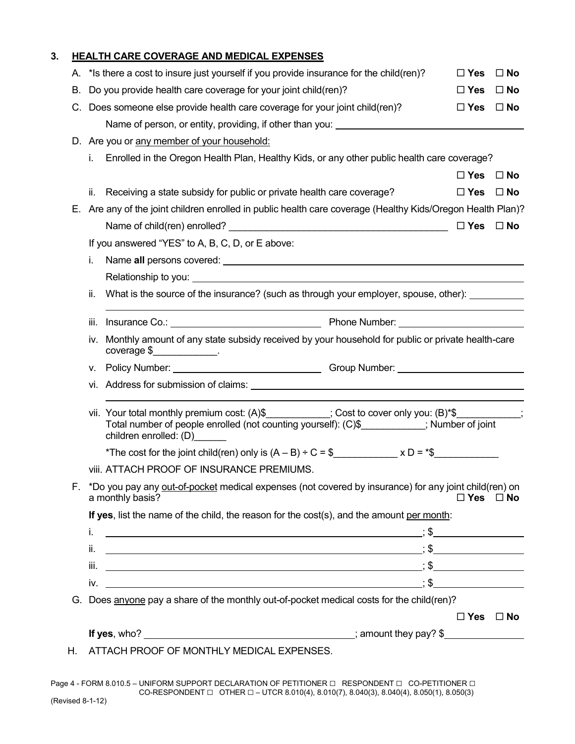## 3. HEALTH CARE COVERAGE AND MEDICAL EXPENSES

A. *Is there a cost to insure just yourself if you provide insurance for the child(ren)? ☐ Yes ☐ No

B. Do you provide health care coverage for your joint child(ren)? ☐ Yes ☐ No

C. Does someone else provide health care coverage for your joint child(ren)? ☐ Yes ☐ No

Name of person, or entity, providing, if other than you: ______________________

D. Are you or any member of your household:

i. Enrolled in the Oregon Health Plan, Healthy Kids, or any other public health care coverage? ☐ Yes ☐ No

ii. Receiving a state subsidy for public or private health care coverage? ☐ Yes ☐ No

E. Are any of the joint children enrolled in public health care coverage (Healthy Kids/Oregon Health Plan)?

Name of child(ren) enrolled? ______________________ ☐ Yes ☐ No

If you answered "YES" to A, B, C, D, or E above:

i. Name **all** persons covered: ______________________

Relationship to you: ______________________

ii. What is the source of the insurance? (such as through your employer, spouse, other): ______________________

iii. Insurance Co.: ______________________ Phone Number: ______________________

iv. Monthly amount of any state subsidy received by your household for public or private health-care coverage $____________.

v. Policy Number: ______________________ Group Number: ______________________

vi. Address for submission of claims: ______________________

vii. Your total monthly premium cost: (A)$____________; Cost to cover only you: (B)*$____________; Total number of people enrolled (not counting yourself): (C)$____________; Number of joint children enrolled: (D)______

*The cost for the joint child(ren) only is (A – B) ÷ C = $____________ x D = *$____________

viii. ATTACH PROOF OF INSURANCE PREMIUMS.

F. *Do you pay any out-of-pocket medical expenses (not covered by insurance) for any joint child(ren) on a monthly basis? ☐ Yes ☐ No

**If yes**, list the name of the child, the reason for the cost(s), and the amount per month:

i. ______________________; $______________

ii. ______________________; $______________

iii. ______________________; $______________

iv. ______________________; $______________

G. Does anyone pay a share of the monthly out-of-pocket medical costs for the child(ren)? ☐ Yes ☐ No

**If yes**, who? ______________________; amount they pay? $______________

H. ATTACH PROOF OF MONTHLY MEDICAL EXPENSES.

Page 4 - FORM 8.010.5 – UNIFORM SUPPORT DECLARATION OF PETITIONER ☐ RESPONDENT ☐ CO-PETITIONER ☐ CO-RESPONDENT ☐ OTHER ☐ – UTCR 8.010(4), 8.010(7), 8.040(3), 8.040(4), 8.050(1), 8.050(3)

(Revised 8-1-12)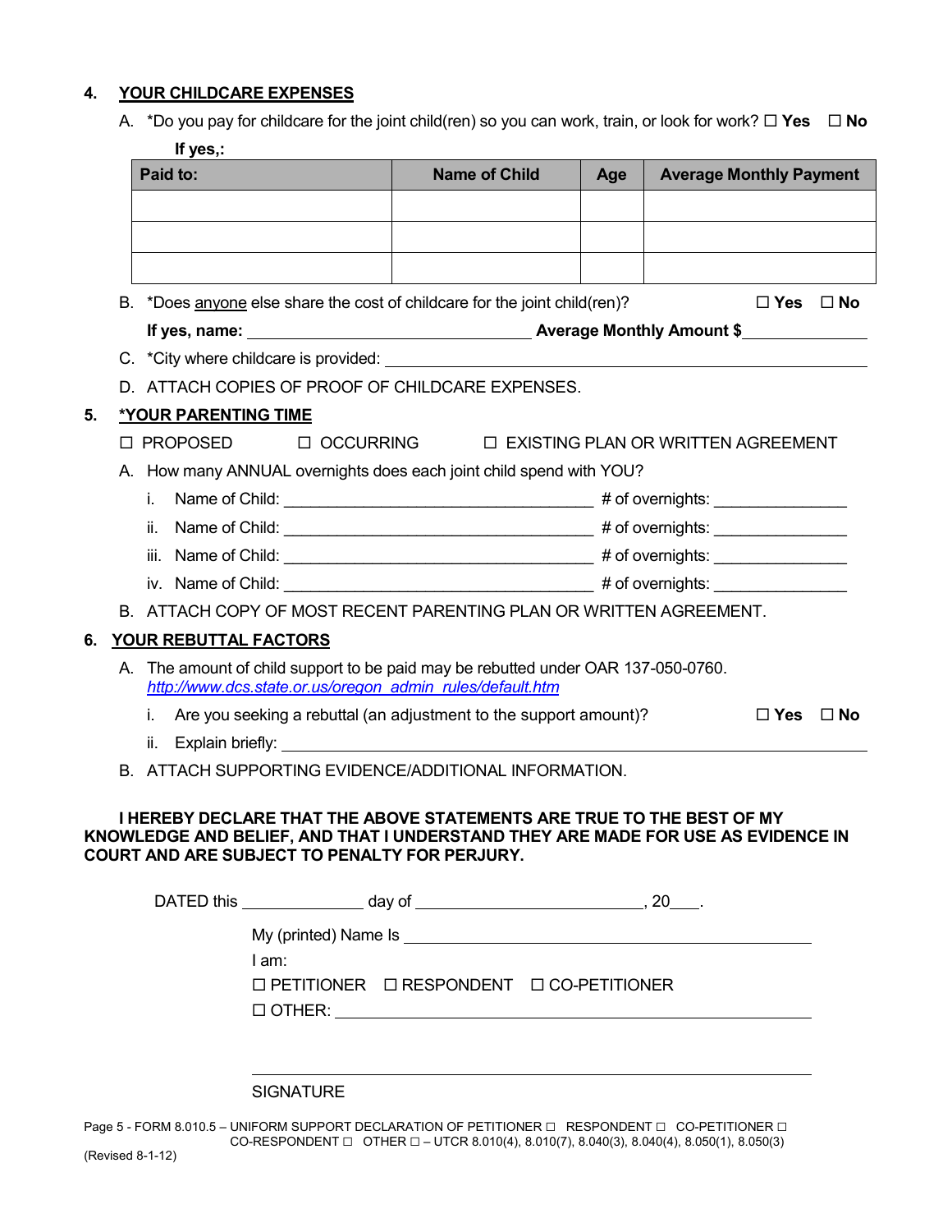## 4. YOUR CHILDCARE EXPENSES

A. *Do you pay for childcare for the joint child(ren) so you can work, train, or look for work? ☐ **Yes** ☐ **No**

**If yes,:**

| Paid to: | Name of Child | Age | Average Monthly Payment |
|---|---|---|---|
| | | | |
| | | | |
| | | | |

B. *Does anyone else share the cost of childcare for the joint child(ren)? ☐ **Yes** ☐ **No**

**If yes, name:** ______________________ **Average Monthly Amount $**__________

C. *City where childcare is provided: ______________________________________

D. ATTACH COPIES OF PROOF OF CHILDCARE EXPENSES.

## 5. *YOUR PARENTING TIME

☐ PROPOSED ☐ OCCURRING ☐ EXISTING PLAN OR WRITTEN AGREEMENT

A. How many ANNUAL overnights does each joint child spend with YOU?

i. Name of Child: ______________________ # of overnights: __________

ii. Name of Child: ______________________ # of overnights: __________

iii. Name of Child: ______________________ # of overnights: __________

iv. Name of Child: ______________________ # of overnights: __________

B. ATTACH COPY OF MOST RECENT PARENTING PLAN OR WRITTEN AGREEMENT.

## 6. YOUR REBUTTAL FACTORS

A. The amount of child support to be paid may be rebutted under OAR 137-050-0760.
*http://www.dcs.state.or.us/oregon_admin_rules/default.htm*

i. Are you seeking a rebuttal (an adjustment to the support amount)? ☐ **Yes** ☐ **No**

ii. Explain briefly: ______________________________________________

B. ATTACH SUPPORTING EVIDENCE/ADDITIONAL INFORMATION.

**I HEREBY DECLARE THAT THE ABOVE STATEMENTS ARE TRUE TO THE BEST OF MY KNOWLEDGE AND BELIEF, AND THAT I UNDERSTAND THEY ARE MADE FOR USE AS EVIDENCE IN COURT AND ARE SUBJECT TO PENALTY FOR PERJURY.**

DATED this __________ day of __________________, 20___.

My (printed) Name Is ________________________________

I am:

☐ PETITIONER ☐ RESPONDENT ☐ CO-PETITIONER

☐ OTHER: ________________________________

________________________________

SIGNATURE

Page 5 - FORM 8.010.5 – UNIFORM SUPPORT DECLARATION OF PETITIONER ☐ RESPONDENT ☐ CO-PETITIONER ☐ CO-RESPONDENT ☐ OTHER ☐ – UTCR 8.010(4), 8.010(7), 8.040(3), 8.040(4), 8.050(1), 8.050(3)

(Revised 8-1-12)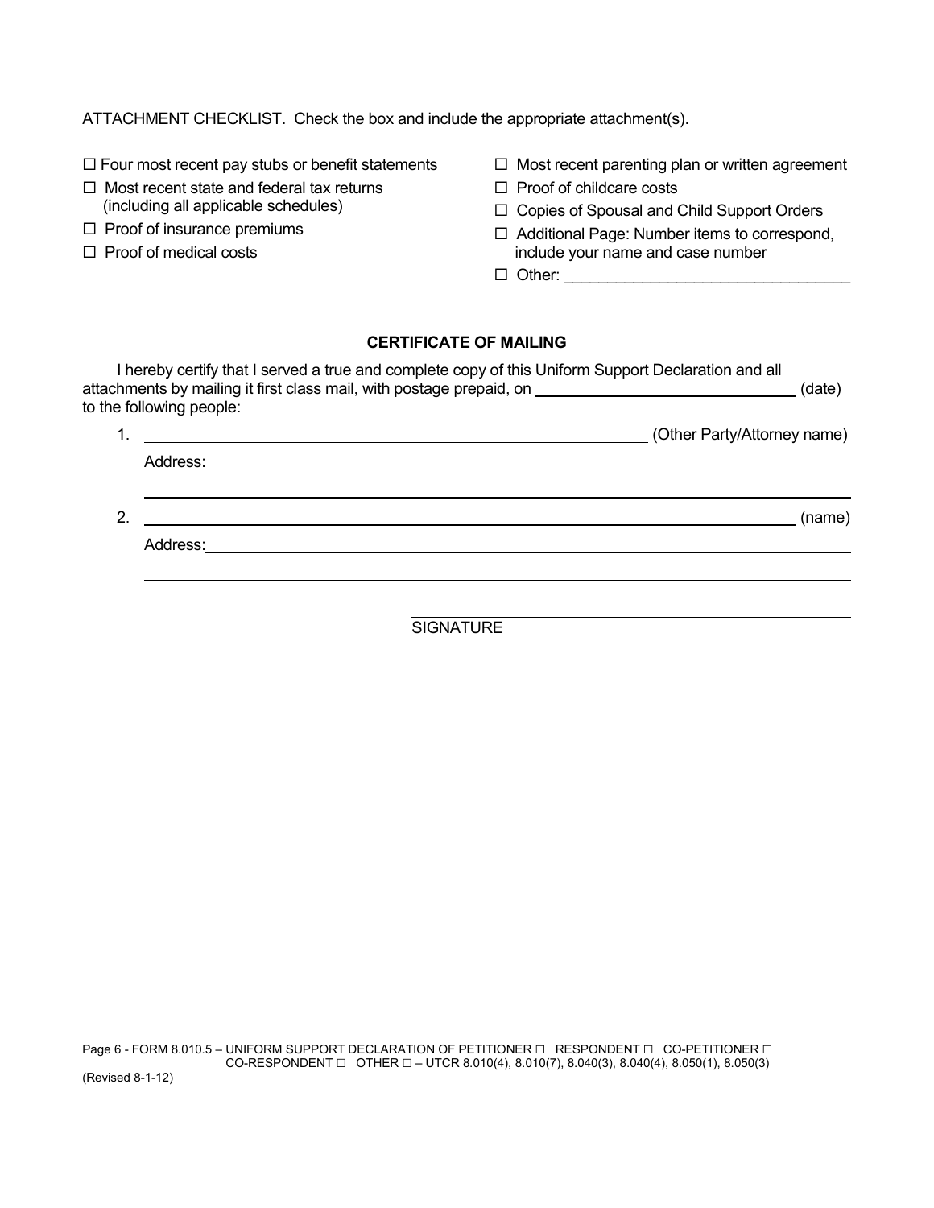ATTACHMENT CHECKLIST. Check the box and include the appropriate attachment(s).

- ☐ Four most recent pay stubs or benefit statements
- ☐ Most recent state and federal tax returns (including all applicable schedules)
- ☐ Proof of insurance premiums
- ☐ Proof of medical costs
- ☐ Most recent parenting plan or written agreement
- ☐ Proof of childcare costs
- ☐ Copies of Spousal and Child Support Orders
- ☐ Additional Page: Number items to correspond, include your name and case number
- ☐ Other: ________________________________

**CERTIFICATE OF MAILING**

I hereby certify that I served a true and complete copy of this Uniform Support Declaration and all attachments by mailing it first class mail, with postage prepaid, on ______________________________ (date) to the following people:

1. ____________________________________________ (Other Party/Attorney name)

   Address: ____________________________________________

   ____________________________________________

2. ____________________________________________ (name)

   Address: ____________________________________________

   ____________________________________________

____________________________________________
SIGNATURE

Page 6 - FORM 8.010.5 – UNIFORM SUPPORT DECLARATION OF PETITIONER ☐ RESPONDENT ☐ CO-PETITIONER ☐ CO-RESPONDENT ☐ OTHER ☐ – UTCR 8.010(4), 8.010(7), 8.040(3), 8.040(4), 8.050(1), 8.050(3)

(Revised 8-1-12)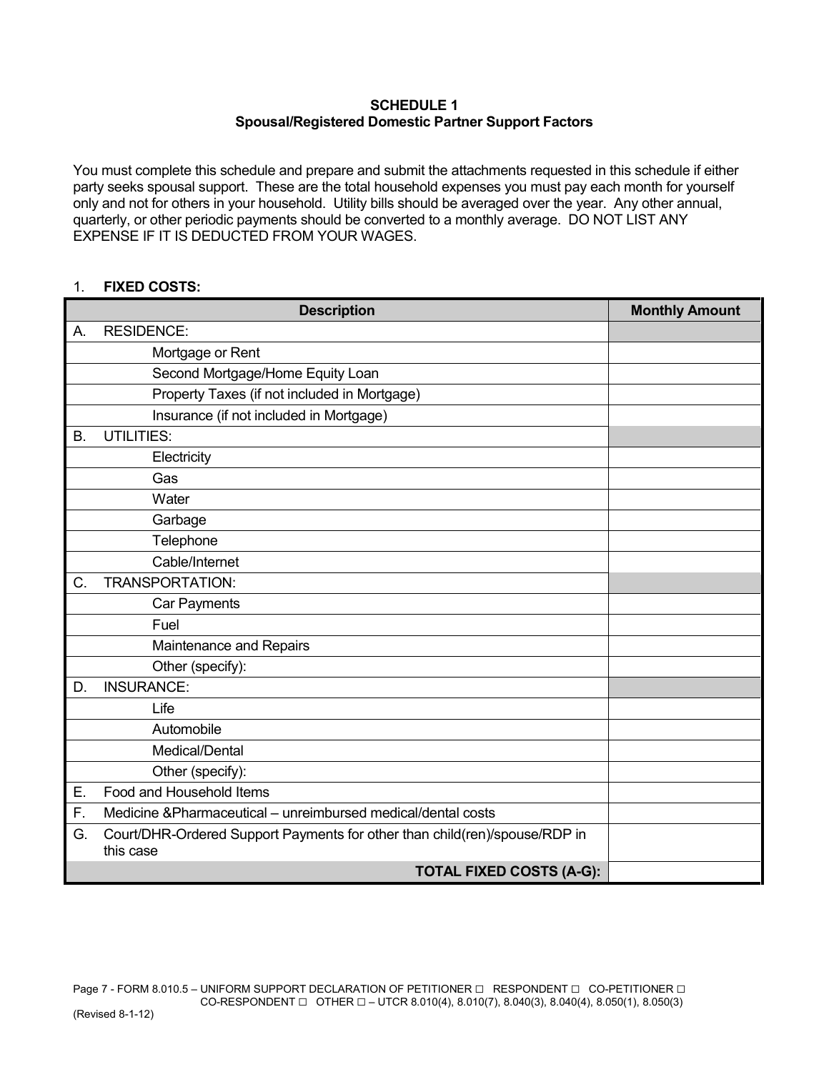**SCHEDULE 1**
**Spousal/Registered Domestic Partner Support Factors**

You must complete this schedule and prepare and submit the attachments requested in this schedule if either party seeks spousal support. These are the total household expenses you must pay each month for yourself only and not for others in your household. Utility bills should be averaged over the year. Any other annual, quarterly, or other periodic payments should be converted to a monthly average. DO NOT LIST ANY EXPENSE IF IT IS DEDUCTED FROM YOUR WAGES.

1. **FIXED COSTS:**

| | Description | Monthly Amount |
|---|---|---|
| A. | RESIDENCE: | |
| | Mortgage or Rent | |
| | Second Mortgage/Home Equity Loan | |
| | Property Taxes (if not included in Mortgage) | |
| | Insurance (if not included in Mortgage) | |
| B. | UTILITIES: | |
| | Electricity | |
| | Gas | |
| | Water | |
| | Garbage | |
| | Telephone | |
| | Cable/Internet | |
| C. | TRANSPORTATION: | |
| | Car Payments | |
| | Fuel | |
| | Maintenance and Repairs | |
| | Other (specify): | |
| D. | INSURANCE: | |
| | Life | |
| | Automobile | |
| | Medical/Dental | |
| | Other (specify): | |
| E. | Food and Household Items | |
| F. | Medicine &Pharmaceutical – unreimbursed medical/dental costs | |
| G. | Court/DHR-Ordered Support Payments for other than child(ren)/spouse/RDP in this case | |
| | **TOTAL FIXED COSTS (A-G):** | |

Page 7 - FORM 8.010.5 – UNIFORM SUPPORT DECLARATION OF PETITIONER ☐ RESPONDENT ☐ CO-PETITIONER ☐ CO-RESPONDENT ☐ OTHER ☐ – UTCR 8.010(4), 8.010(7), 8.040(3), 8.040(4), 8.050(1), 8.050(3)

(Revised 8-1-12)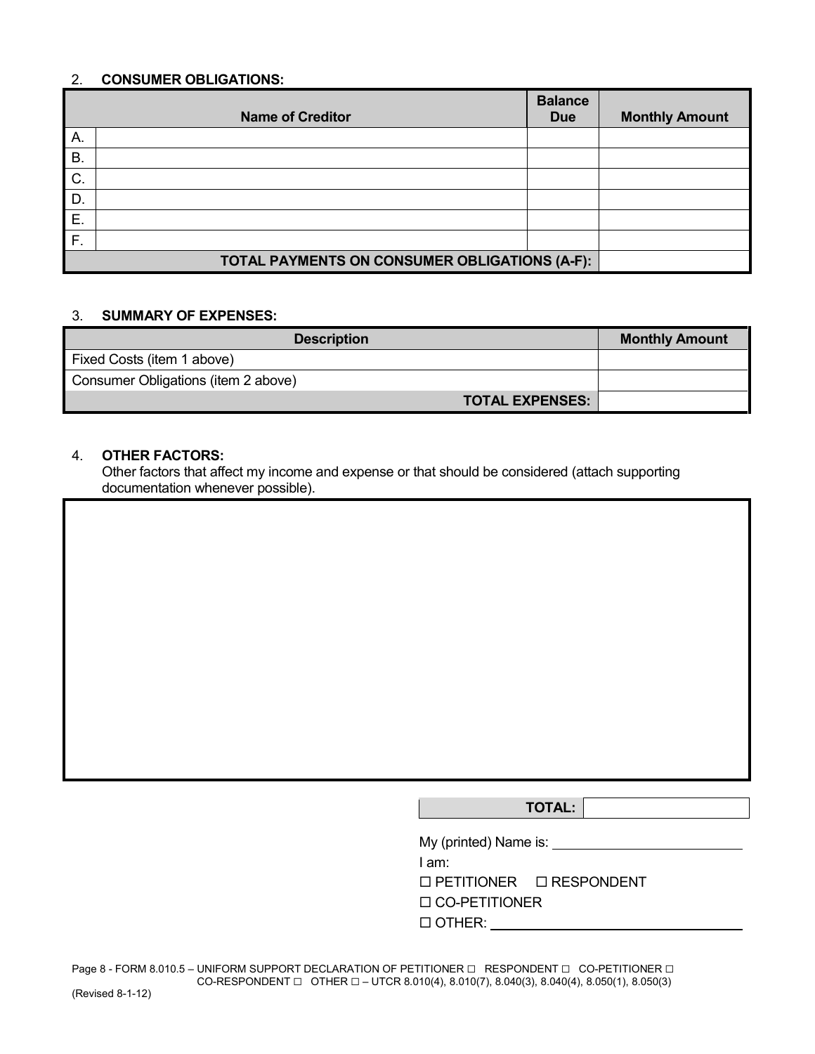2. **CONSUMER OBLIGATIONS:**

| | Name of Creditor | Balance Due | Monthly Amount |
|---|---|---|---|
| A. | | | |
| B. | | | |
| C. | | | |
| D. | | | |
| E. | | | |
| F. | | | |
| | **TOTAL PAYMENTS ON CONSUMER OBLIGATIONS (A-F):** | | |

3. **SUMMARY OF EXPENSES:**

| Description | Monthly Amount |
|---|---|
| Fixed Costs (item 1 above) | |
| Consumer Obligations (item 2 above) | |
| **TOTAL EXPENSES:** | |

4. **OTHER FACTORS:**
Other factors that affect my income and expense or that should be considered (attach supporting documentation whenever possible).

| | |
|---|---|
| **TOTAL:** | |

My (printed) Name is: ____________________

I am:

☐ PETITIONER ☐ RESPONDENT

☐ CO-PETITIONER

☐ OTHER: ____________________

Page 8 - FORM 8.010.5 – UNIFORM SUPPORT DECLARATION OF PETITIONER ☐ RESPONDENT ☐ CO-PETITIONER ☐ CO-RESPONDENT ☐ OTHER ☐ – UTCR 8.010(4), 8.010(7), 8.040(3), 8.040(4), 8.050(1), 8.050(3)

(Revised 8-1-12)